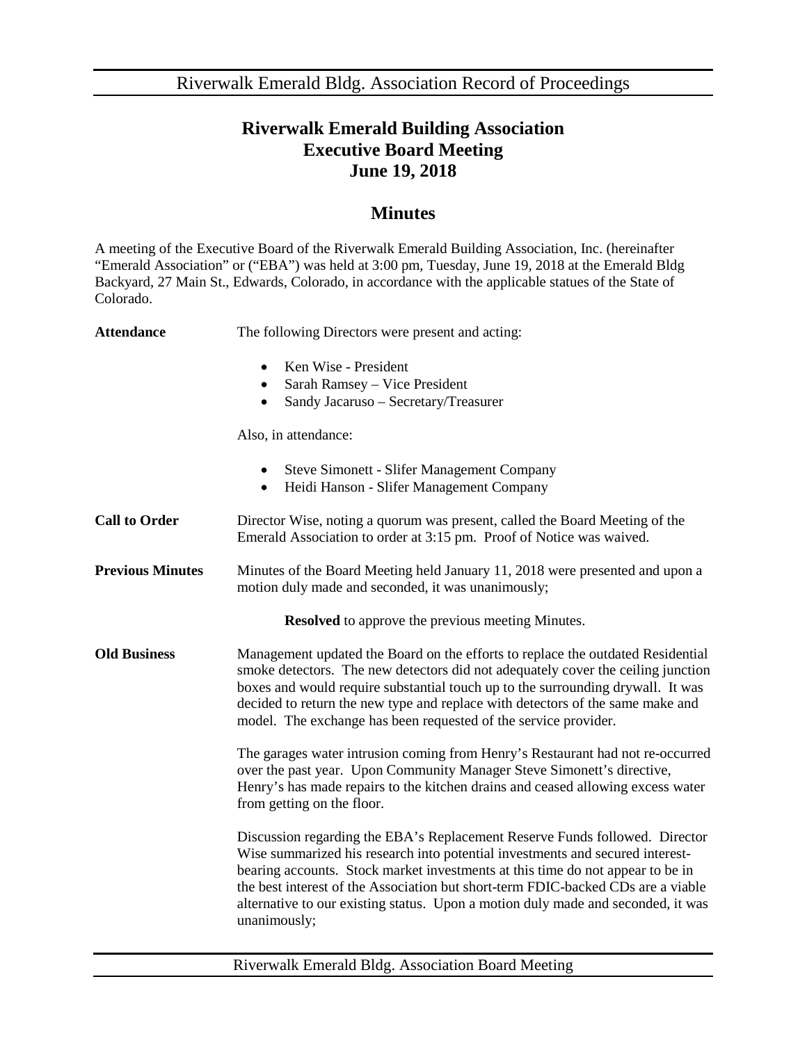# Riverwalk Emerald Building Association
# Executive Board Meeting
# June 19, 2018

## Minutes

A meeting of the Executive Board of the Riverwalk Emerald Building Association, Inc. (hereinafter "Emerald Association" or ("EBA") was held at 3:00 pm, Tuesday, June 19, 2018 at the Emerald Bldg Backyard, 27 Main St., Edwards, Colorado, in accordance with the applicable statues of the State of Colorado.

**Attendance**

The following Directors were present and acting:

- Ken Wise - President
- Sarah Ramsey – Vice President
- Sandy Jacaruso – Secretary/Treasurer

Also, in attendance:

- Steve Simonett - Slifer Management Company
- Heidi Hanson - Slifer Management Company

**Call to Order**

Director Wise, noting a quorum was present, called the Board Meeting of the Emerald Association to order at 3:15 pm. Proof of Notice was waived.

**Previous Minutes**

Minutes of the Board Meeting held January 11, 2018 were presented and upon a motion duly made and seconded, it was unanimously;

**Resolved** to approve the previous meeting Minutes.

**Old Business**

Management updated the Board on the efforts to replace the outdated Residential smoke detectors. The new detectors did not adequately cover the ceiling junction boxes and would require substantial touch up to the surrounding drywall. It was decided to return the new type and replace with detectors of the same make and model. The exchange has been requested of the service provider.

The garages water intrusion coming from Henry's Restaurant had not re-occurred over the past year. Upon Community Manager Steve Simonett's directive, Henry's has made repairs to the kitchen drains and ceased allowing excess water from getting on the floor.

Discussion regarding the EBA's Replacement Reserve Funds followed. Director Wise summarized his research into potential investments and secured interest-bearing accounts. Stock market investments at this time do not appear to be in the best interest of the Association but short-term FDIC-backed CDs are a viable alternative to our existing status. Upon a motion duly made and seconded, it was unanimously;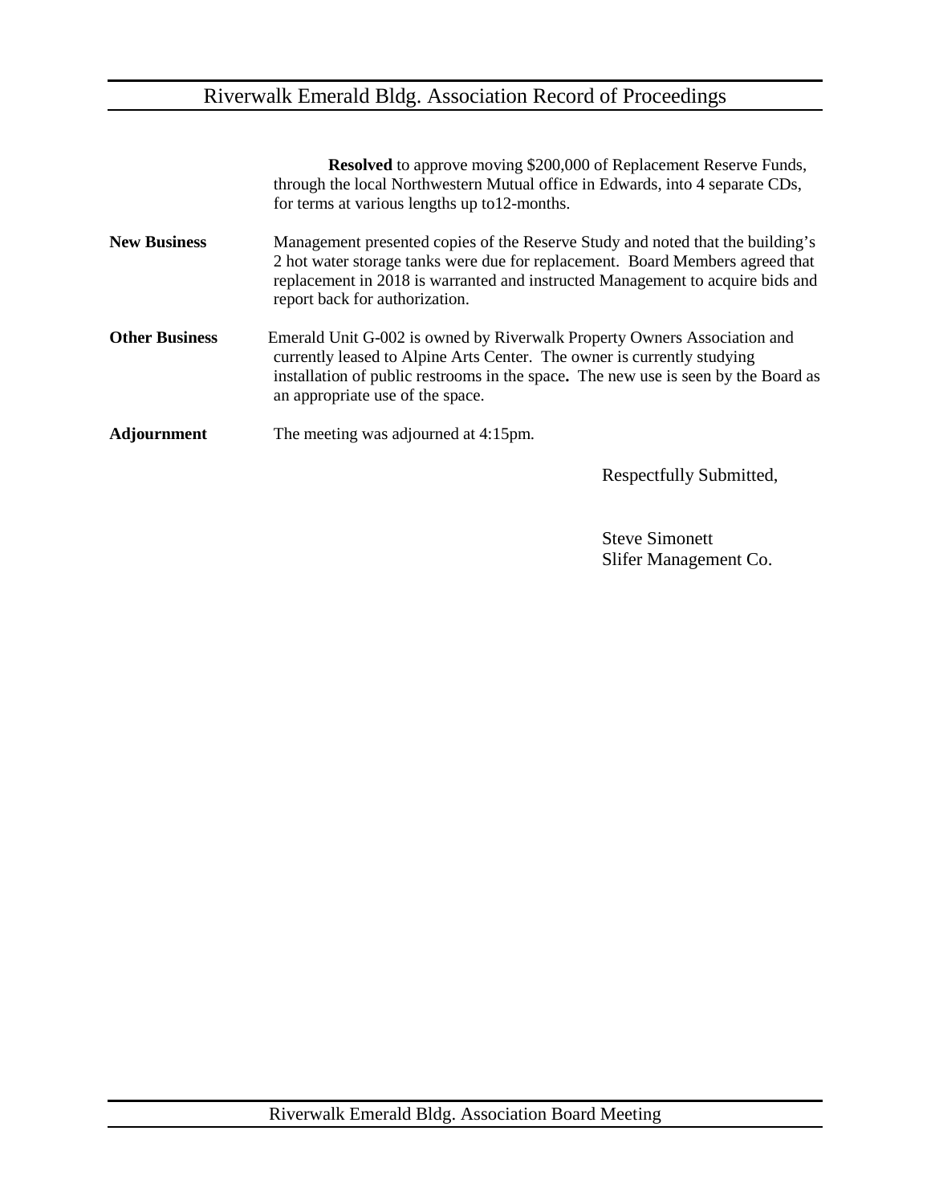**Resolved** to approve moving $200,000 of Replacement Reserve Funds, through the local Northwestern Mutual office in Edwards, into 4 separate CDs, for terms at various lengths up to12-months.

**New Business** Management presented copies of the Reserve Study and noted that the building's 2 hot water storage tanks were due for replacement. Board Members agreed that replacement in 2018 is warranted and instructed Management to acquire bids and report back for authorization.

**Other Business** Emerald Unit G-002 is owned by Riverwalk Property Owners Association and currently leased to Alpine Arts Center. The owner is currently studying installation of public restrooms in the space**.** The new use is seen by the Board as an appropriate use of the space.

**Adjournment** The meeting was adjourned at 4:15pm.

Respectfully Submitted,

Steve Simonett
Slifer Management Co.